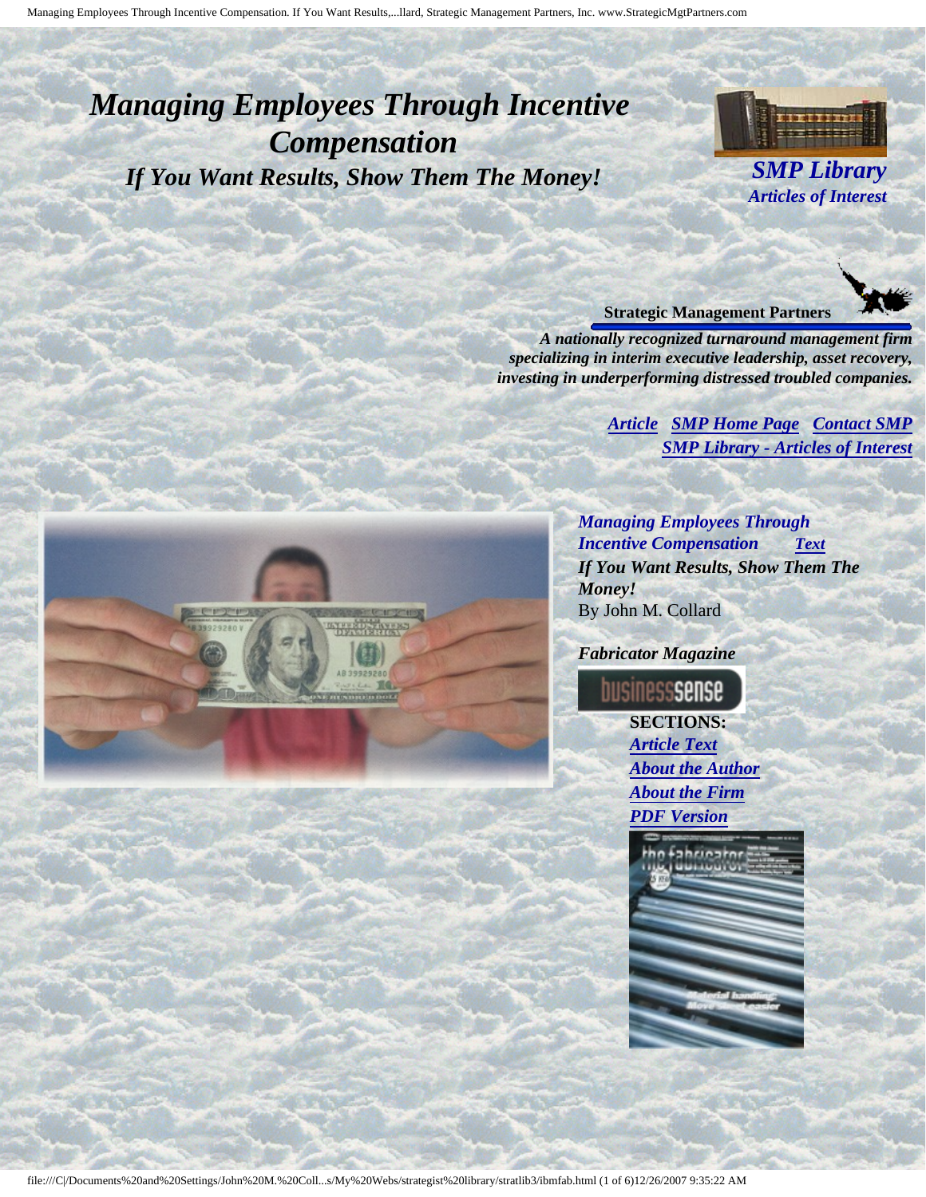# *Managing Employees Through Incentive Compensation*

## *If You Want Results, Show Them The Money!*

***SMP Library***
***Articles of Interest***

**Strategic Management Partners**

***A nationally recognized turnaround management firm specializing in interim executive leadership, asset recovery, investing in underperforming distressed troubled companies.***

***Article*** ***SMP Home Page*** ***Contact SMP***
***SMP Library - Articles of Interest***

***Managing Employees Through Incentive Compensation*** ***Text***
***If You Want Results, Show The Money!***
By John M. Collard

***Fabricator Magazine***

businesssense

**SECTIONS:**
- ***Article Text***
- ***About the Author***
- ***About the Firm***
- ***PDF Version***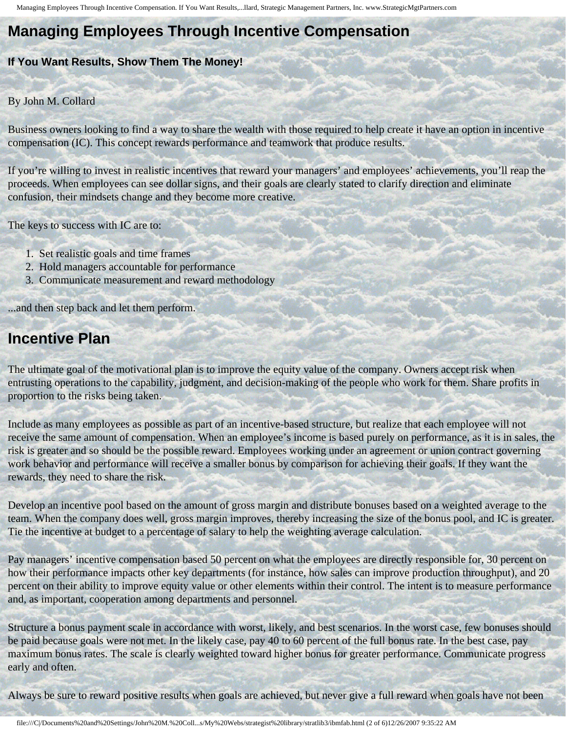# Managing Employees Through Incentive Compensation

**If You Want Results, Show Them The Money!**

By John M. Collard

Business owners looking to find a way to share the wealth with those required to help create it have an option in incentive compensation (IC). This concept rewards performance and teamwork that produce results.

If you're willing to invest in realistic incentives that reward your managers' and employees' achievements, you'll reap the proceeds. When employees can see dollar signs, and their goals are clearly stated to clarify direction and eliminate confusion, their mindsets change and they become more creative.

The keys to success with IC are to:

1. Set realistic goals and time frames
2. Hold managers accountable for performance
3. Communicate measurement and reward methodology

...and then step back and let them perform.

## Incentive Plan

The ultimate goal of the motivational plan is to improve the equity value of the company. Owners accept risk when entrusting operations to the capability, judgment, and decision-making of the people who work for them. Share profits in proportion to the risks being taken.

Include as many employees as possible as part of an incentive-based structure, but realize that each employee will not receive the same amount of compensation. When an employee's income is based purely on performance, as it is in sales, the risk is greater and so should be the possible reward. Employees working under an agreement or union contract governing work behavior and performance will receive a smaller bonus by comparison for achieving their goals. If they want the rewards, they need to share the risk.

Develop an incentive pool based on the amount of gross margin and distribute bonuses based on a weighted average to the team. When the company does well, gross margin improves, thereby increasing the size of the bonus pool, and IC is greater. Tie the incentive at budget to a percentage of salary to help the weighting average calculation.

Pay managers' incentive compensation based 50 percent on what the employees are directly responsible for, 30 percent on how their performance impacts other key departments (for instance, how sales can improve production throughput), and 20 percent on their ability to improve equity value or other elements within their control. The intent is to measure performance and, as important, cooperation among departments and personnel.

Structure a bonus payment scale in accordance with worst, likely, and best scenarios. In the worst case, few bonuses should be paid because goals were not met. In the likely case, pay 40 to 60 percent of the full bonus rate. In the best case, pay maximum bonus rates. The scale is clearly weighted toward higher bonus for greater performance. Communicate progress early and often.

Always be sure to reward positive results when goals are achieved, but never give a full reward when goals have not been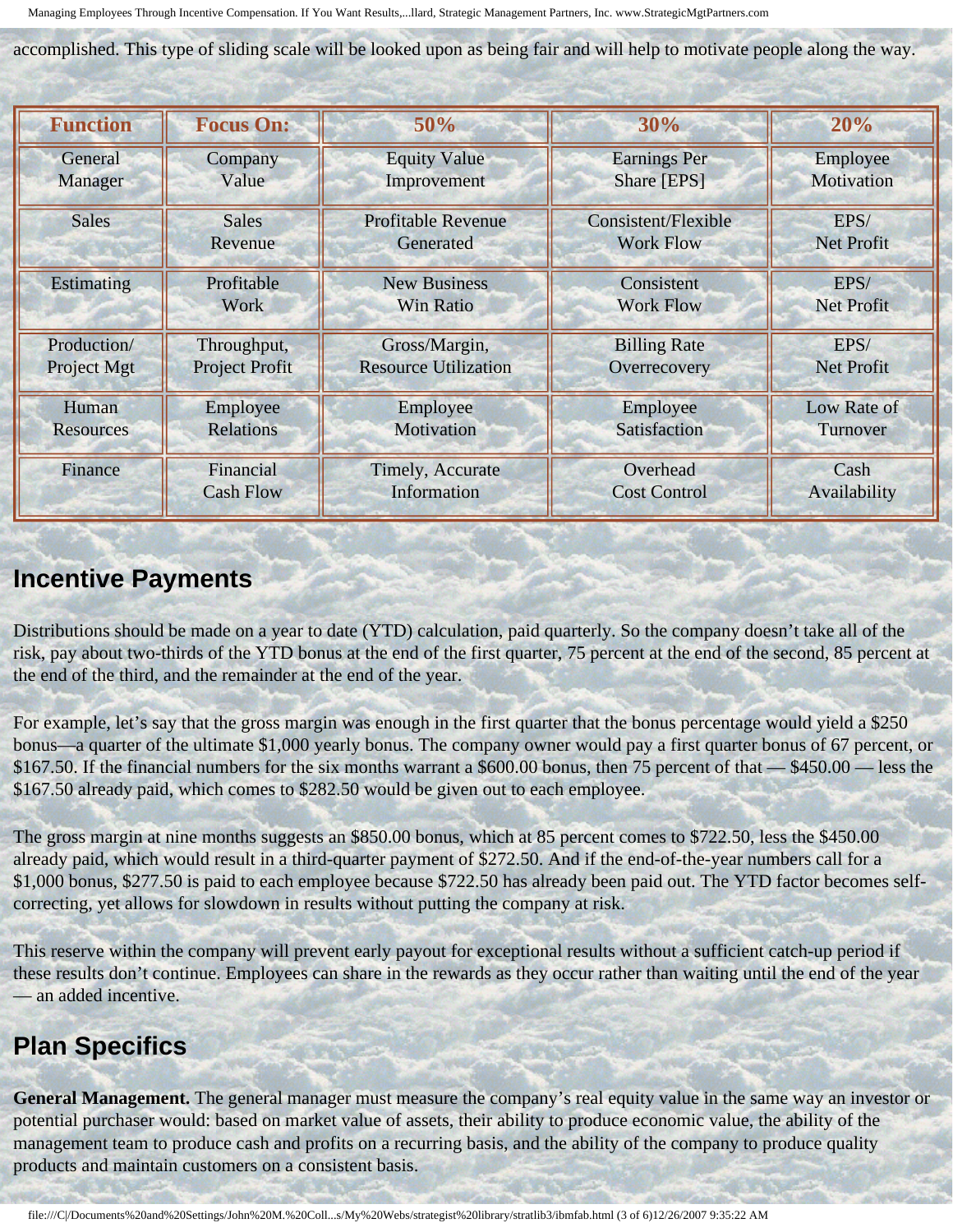accomplished. This type of sliding scale will be looked upon as being fair and will help to motivate people along the way.

| Function | Focus On: | 50% | 30% | 20% |
|---|---|---|---|---|
| General Manager | Company Value | Equity Value Improvement | Earnings Per Share [EPS] | Employee Motivation |
| Sales | Sales Revenue | Profitable Revenue Generated | Consistent/Flexible Work Flow | EPS/ Net Profit |
| Estimating | Profitable Work | New Business Win Ratio | Consistent Work Flow | EPS/ Net Profit |
| Production/ Project Mgt | Throughput, Project Profit | Gross/Margin, Resource Utilization | Billing Rate Overrecovery | EPS/ Net Profit |
| Human Resources | Employee Relations | Employee Motivation | Employee Satisfaction | Low Rate of Turnover |
| Finance | Financial Cash Flow | Timely, Accurate Information | Overhead Cost Control | Cash Availability |

## Incentive Payments

Distributions should be made on a year to date (YTD) calculation, paid quarterly. So the company doesn't take all of the risk, pay about two-thirds of the YTD bonus at the end of the first quarter, 75 percent at the end of the second, 85 percent at the end of the third, and the remainder at the end of the year.

For example, let's say that the gross margin was enough in the first quarter that the bonus percentage would yield a $250 bonus—a quarter of the ultimate $1,000 yearly bonus. The company owner would pay a first quarter bonus of 67 percent, or $167.50. If the financial numbers for the six months warrant a $600.00 bonus, then 75 percent of that — $450.00 — less the $167.50 already paid, which comes to $282.50 would be given out to each employee.

The gross margin at nine months suggests an $850.00 bonus, which at 85 percent comes to $722.50, less the $450.00 already paid, which would result in a third-quarter payment of $272.50. And if the end-of-the-year numbers call for a $1,000 bonus, $277.50 is paid to each employee because $722.50 has already been paid out. The YTD factor becomes self-correcting, yet allows for slowdown in results without putting the company at risk.

This reserve within the company will prevent early payout for exceptional results without a sufficient catch-up period if these results don't continue. Employees can share in the rewards as they occur rather than waiting until the end of the year — an added incentive.

## Plan Specifics

**General Management.** The general manager must measure the company's real equity value in the same way an investor or potential purchaser would: based on market value of assets, their ability to produce economic value, the ability of the management team to produce cash and profits on a recurring basis, and the ability of the company to produce quality products and maintain customers on a consistent basis.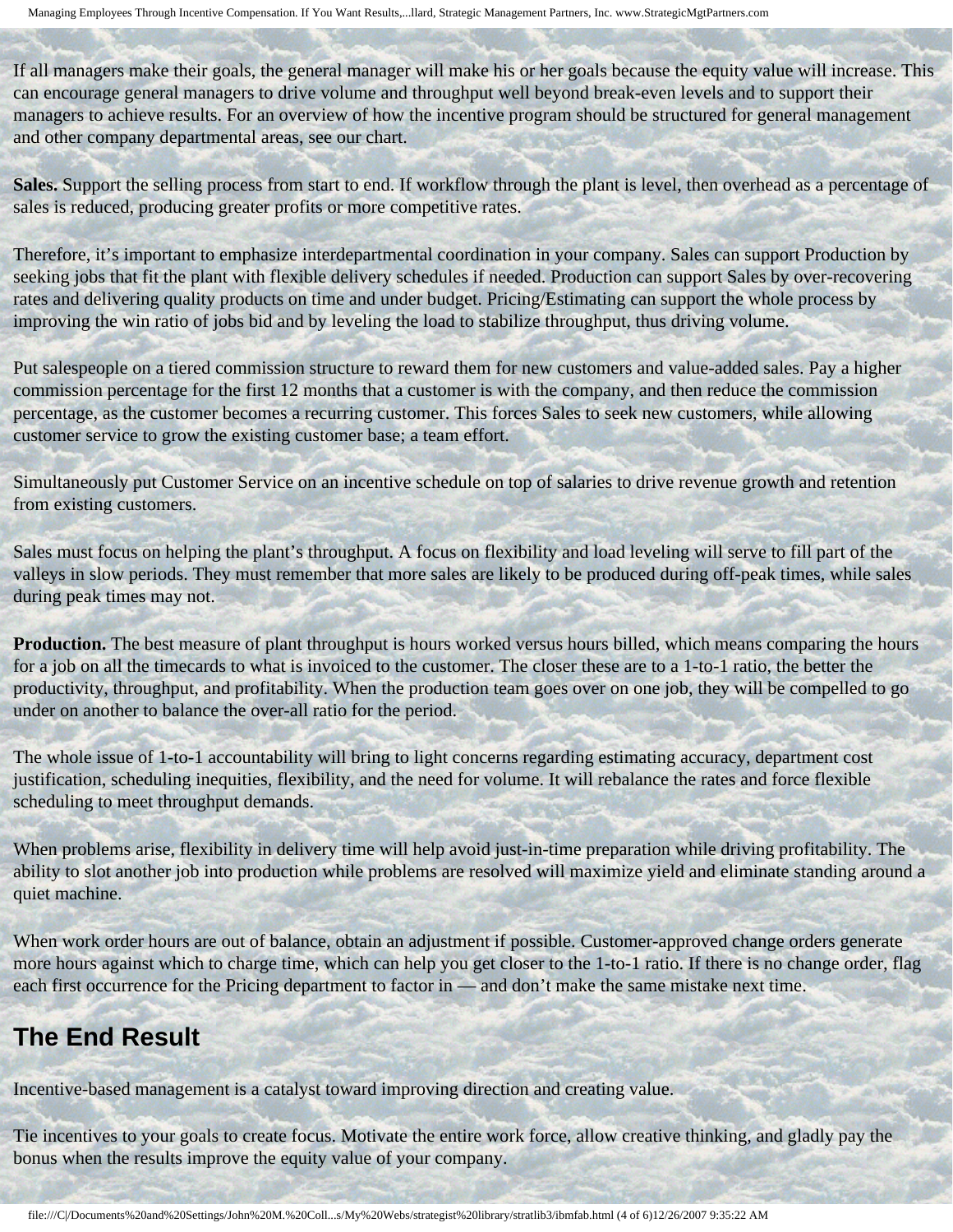If all managers make their goals, the general manager will make his or her goals because the equity value will increase. This can encourage general managers to drive volume and throughput well beyond break-even levels and to support their managers to achieve results. For an overview of how the incentive program should be structured for general management and other company departmental areas, see our chart.

**Sales.** Support the selling process from start to end. If workflow through the plant is level, then overhead as a percentage of sales is reduced, producing greater profits or more competitive rates.

Therefore, it's important to emphasize interdepartmental coordination in your company. Sales can support Production by seeking jobs that fit the plant with flexible delivery schedules if needed. Production can support Sales by over-recovering rates and delivering quality products on time and under budget. Pricing/Estimating can support the whole process by improving the win ratio of jobs bid and by leveling the load to stabilize throughput, thus driving volume.

Put salespeople on a tiered commission structure to reward them for new customers and value-added sales. Pay a higher commission percentage for the first 12 months that a customer is with the company, and then reduce the commission percentage, as the customer becomes a recurring customer. This forces Sales to seek new customers, while allowing customer service to grow the existing customer base; a team effort.

Simultaneously put Customer Service on an incentive schedule on top of salaries to drive revenue growth and retention from existing customers.

Sales must focus on helping the plant's throughput. A focus on flexibility and load leveling will serve to fill part of the valleys in slow periods. They must remember that more sales are likely to be produced during off-peak times, while sales during peak times may not.

**Production.** The best measure of plant throughput is hours worked versus hours billed, which means comparing the hours for a job on all the timecards to what is invoiced to the customer. The closer these are to a 1-to-1 ratio, the better the productivity, throughput, and profitability. When the production team goes over on one job, they will be compelled to go under on another to balance the over-all ratio for the period.

The whole issue of 1-to-1 accountability will bring to light concerns regarding estimating accuracy, department cost justification, scheduling inequities, flexibility, and the need for volume. It will rebalance the rates and force flexible scheduling to meet throughput demands.

When problems arise, flexibility in delivery time will help avoid just-in-time preparation while driving profitability. The ability to slot another job into production while problems are resolved will maximize yield and eliminate standing around a quiet machine.

When work order hours are out of balance, obtain an adjustment if possible. Customer-approved change orders generate more hours against which to charge time, which can help you get closer to the 1-to-1 ratio. If there is no change order, flag each first occurrence for the Pricing department to factor in — and don't make the same mistake next time.

## The End Result

Incentive-based management is a catalyst toward improving direction and creating value.

Tie incentives to your goals to create focus. Motivate the entire work force, allow creative thinking, and gladly pay the bonus when the results improve the equity value of your company.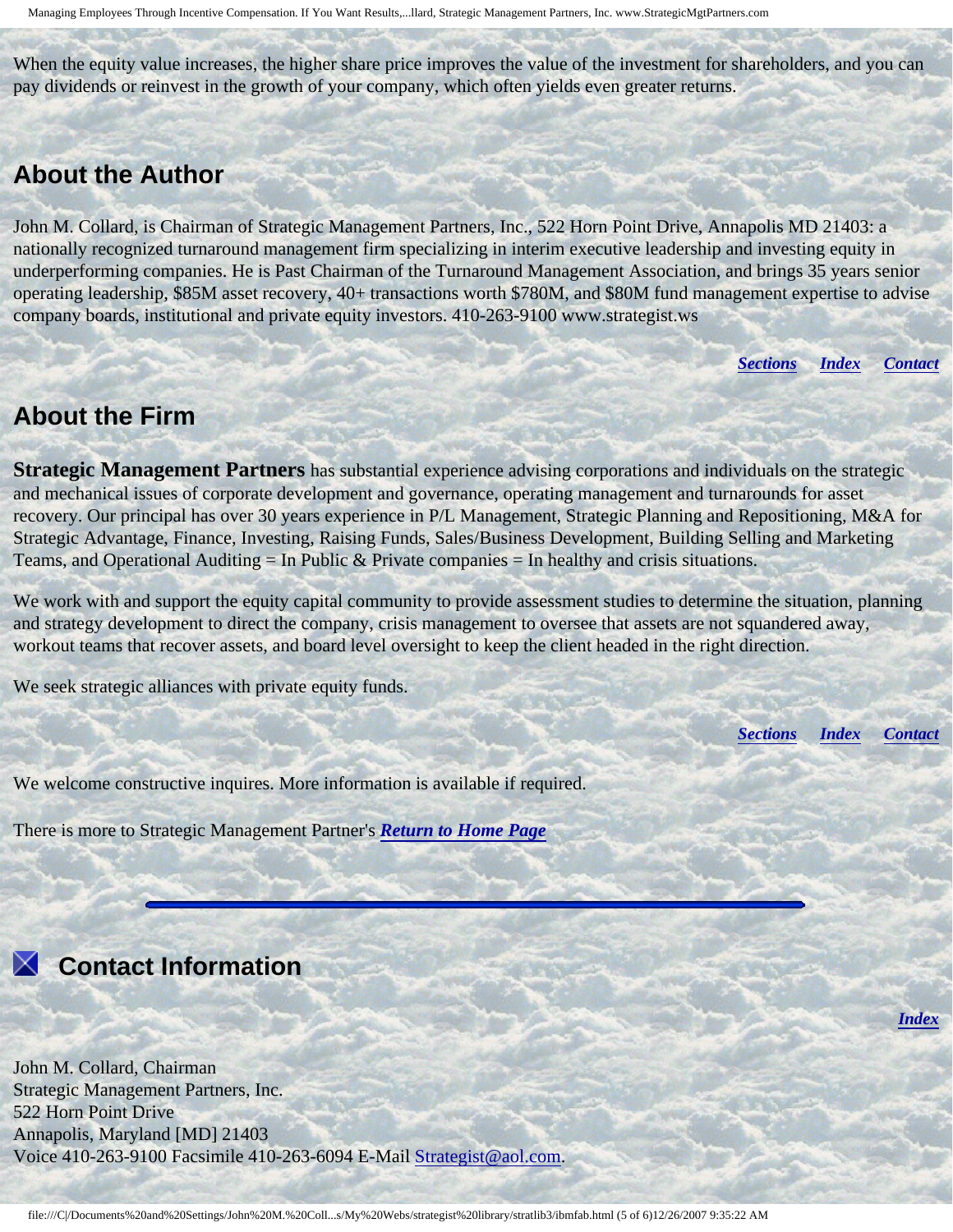When the equity value increases, the higher share price improves the value of the investment for shareholders, and you can pay dividends or reinvest in the growth of your company, which often yields even greater returns.

## About the Author

John M. Collard, is Chairman of Strategic Management Partners, Inc., 522 Horn Point Drive, Annapolis MD 21403: a nationally recognized turnaround management firm specializing in interim executive leadership and investing equity in underperforming companies. He is Past Chairman of the Turnaround Management Association, and brings 35 years senior operating leadership, $85M asset recovery, 40+ transactions worth $780M, and $80M fund management expertise to advise company boards, institutional and private equity investors. 410-263-9100 www.strategist.ws

***Sections*** ***Index*** ***Contact***

## About the Firm

**Strategic Management Partners** has substantial experience advising corporations and individuals on the strategic and mechanical issues of corporate development and governance, operating management and turnarounds for asset recovery. Our principal has over 30 years experience in P/L Management, Strategic Planning and Repositioning, M&A for Strategic Advantage, Finance, Investing, Raising Funds, Sales/Business Development, Building Selling and Marketing Teams, and Operational Auditing = In Public & Private companies = In healthy and crisis situations.

We work with and support the equity capital community to provide assessment studies to determine the situation, planning and strategy development to direct the company, crisis management to oversee that assets are not squandered away, workout teams that recover assets, and board level oversight to keep the client headed in the right direction.

We seek strategic alliances with private equity funds.

***Sections*** ***Index*** ***Contact***

We welcome constructive inquires. More information is available if required.

There is more to Strategic Management Partner's ***Return to Home Page***

## Contact Information

***Index***

John M. Collard, Chairman
Strategic Management Partners, Inc.
522 Horn Point Drive
Annapolis, Maryland [MD] 21403
Voice 410-263-9100 Facsimile 410-263-6094 E-Mail Strategist@aol.com.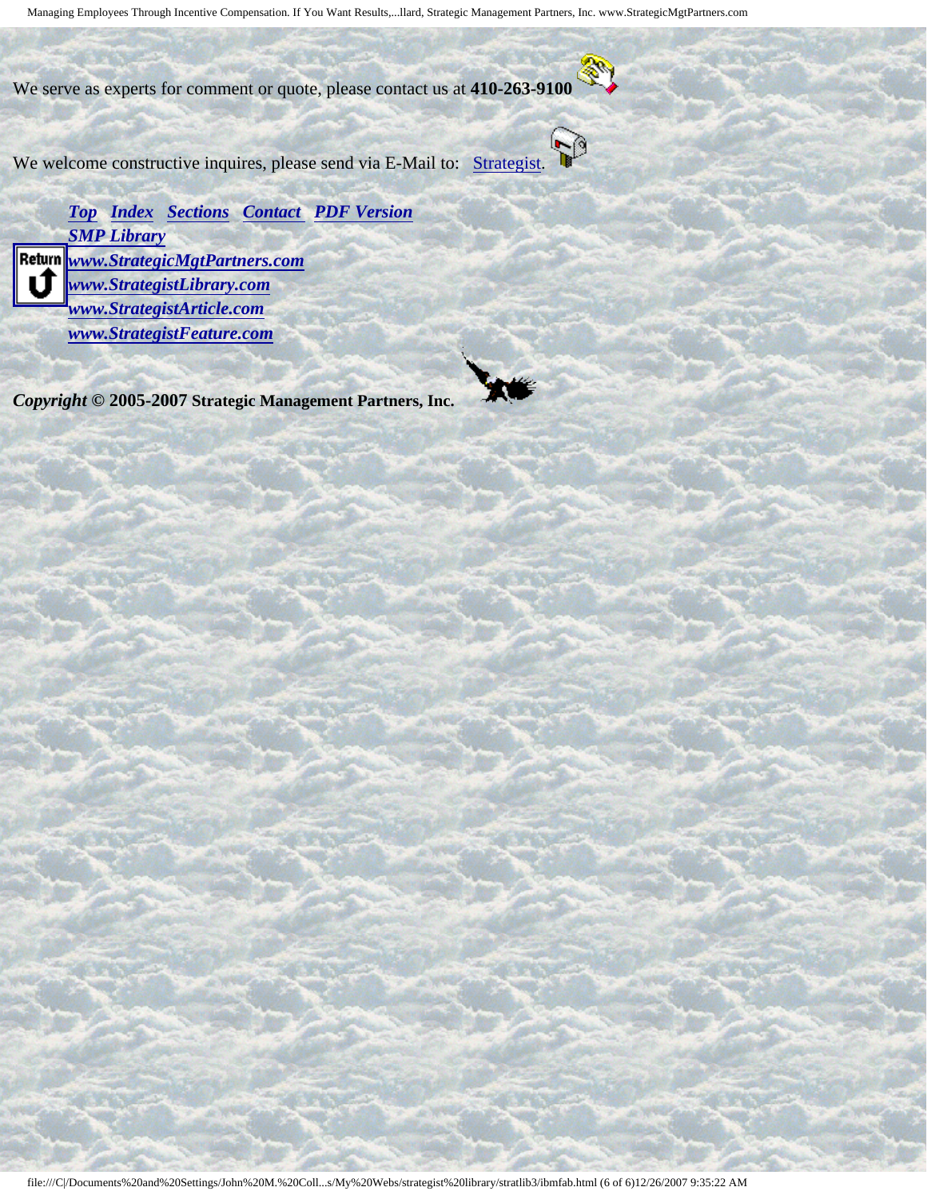We serve as experts for comment or quote, please contact us at **410-263-9100**

We welcome constructive inquires, please send via E-Mail to: Strategist.

***Top Index Sections Contact PDF Version***
***SMP Library***
***www.StrategicMgtPartners.com***
***www.StrategistLibrary.com***
***www.StrategistArticle.com***
***www.StrategistFeature.com***

***Copyright* © 2005-2007 Strategic Management Partners, Inc.**